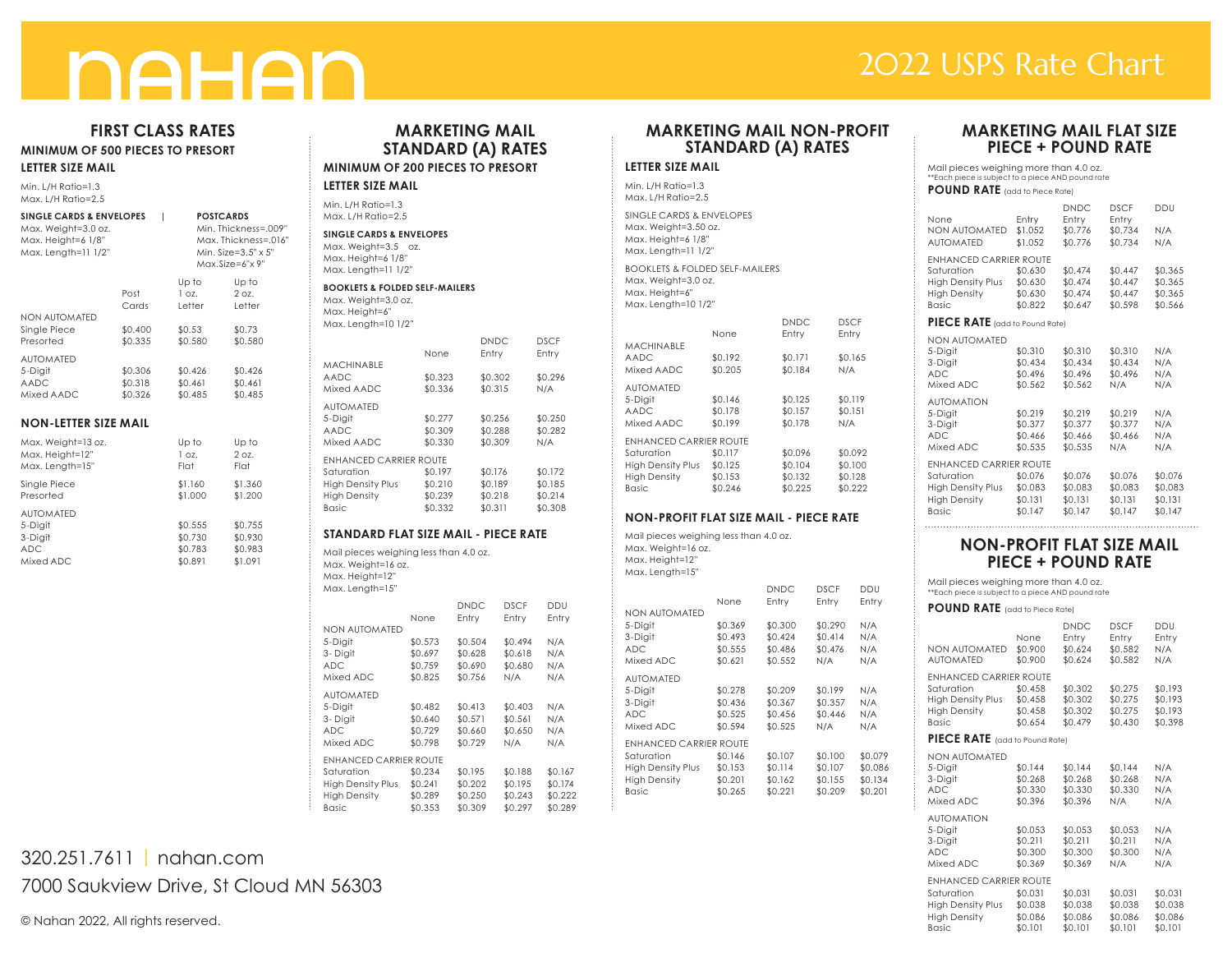# nahan

# 2022 USPS Rate Chart

## FIRST CLASS RATES

**MINIMUM OF 500 PIECES TO PRESORT**

### LETTER SIZE MAIL

Min. L/H Ratio=1.3
Max. L/H Ratio=2.5

**SINGLE CARDS & ENVELOPES**
Max. Weight=3.0 oz.
Max. Height=6 1/8"
Max. Length=11 1/2"

**POSTCARDS**
Min. Thickness=.009"
Max. Thickness=.016"
Min. Size=3.5" x 5"
Max.Size=6"x 9"

| | Post Cards | Up to 1 oz. Letter | Up to 2 oz. Letter |
|---|---|---|---|
| NON AUTOMATED | | | |
| Single Piece | $0.400 | $0.53 | $0.73 |
| Presorted | $0.335 | $0.580 | $0.580 |
| AUTOMATED | | | |
| 5-Digit | $0.306 | $0.426 | $0.426 |
| AADC | $0.318 | $0.461 | $0.461 |
| Mixed AADC | $0.326 | $0.485 | $0.485 |

### NON-LETTER SIZE MAIL

Max. Weight=13 oz.
Max. Height=12"
Max. Length=15"

| | Up to 1 oz. Flat | Up to 2 oz. Flat |
|---|---|---|
| Single Piece | $1.160 | $1.360 |
| Presorted | $1.000 | $1.200 |
| AUTOMATED | | |
| 5-Digit | $0.555 | $0.755 |
| 3-Digit | $0.730 | $0.930 |
| ADC | $0.783 | $0.983 |
| Mixed ADC | $0.891 | $1.091 |

## MARKETING MAIL STANDARD (A) RATES

**MINIMUM OF 200 PIECES TO PRESORT**

### LETTER SIZE MAIL

Min. L/H Ratio=1.3
Max. L/H Ratio=2.5

**SINGLE CARDS & ENVELOPES**
Max. Weight=3.5 oz.
Max. Height=6 1/8"
Max. Length=11 1/2"

**BOOKLETS & FOLDED SELF-MAILERS**
Max. Weight=3.0 oz.
Max. Height=6"
Max. Length=10 1/2"

| | None | DNDC Entry | DSCF Entry |
|---|---|---|---|
| MACHINABLE | | | |
| AADC | $0.323 | $0.302 | $0.296 |
| Mixed AADC | $0.336 | $0.315 | N/A |
| AUTOMATED | | | |
| 5-Digit | $0.277 | $0.256 | $0.250 |
| AADC | $0.309 | $0.288 | $0.282 |
| Mixed AADC | $0.330 | $0.309 | N/A |
| ENHANCED CARRIER ROUTE | | | |
| Saturation | $0.197 | $0.176 | $0.172 |
| High Density Plus | $0.210 | $0.189 | $0.185 |
| High Density | $0.239 | $0.218 | $0.214 |
| Basic | $0.332 | $0.311 | $0.308 |

### STANDARD FLAT SIZE MAIL - PIECE RATE

Mail pieces weighing less than 4.0 oz.
Max. Weight=16 oz.
Max. Height=12"
Max. Length=15"

| | None | DNDC Entry | DSCF Entry | DDU Entry |
|---|---|---|---|---|
| NON AUTOMATED | | | | |
| 5-Digit | $0.573 | $0.504 | $0.494 | N/A |
| 3- Digit | $0.697 | $0.628 | $0.618 | N/A |
| ADC | $0.759 | $0.690 | $0.680 | N/A |
| Mixed ADC | $0.825 | $0.756 | N/A | N/A |
| AUTOMATED | | | | |
| 5-Digit | $0.482 | $0.413 | $0.403 | N/A |
| 3- Digit | $0.640 | $0.571 | $0.561 | N/A |
| ADC | $0.729 | $0.660 | $0.650 | N/A |
| Mixed ADC | $0.798 | $0.729 | N/A | N/A |
| ENHANCED CARRIER ROUTE | | | | |
| Saturation | $0.234 | $0.195 | $0.188 | $0.167 |
| High Density Plus | $0.241 | $0.202 | $0.195 | $0.174 |
| High Density | $0.289 | $0.250 | $0.243 | $0.222 |
| Basic | $0.353 | $0.309 | $0.297 | $0.289 |

## MARKETING MAIL NON-PROFIT STANDARD (A) RATES

### LETTER SIZE MAIL

Min. L/H Ratio=1.3
Max. L/H Ratio=2.5

SINGLE CARDS & ENVELOPES
Max. Weight=3.50 oz.
Max. Height=6 1/8"
Max. Length=11 1/2"

BOOKLETS & FOLDED SELF-MAILERS
Max. Weight=3.0 oz.
Max. Height=6"
Max. Length=10 1/2"

| | None | DNDC Entry | DSCF Entry |
|---|---|---|---|
| MACHINABLE | | | |
| AADC | $0.192 | $0.171 | $0.165 |
| Mixed AADC | $0.205 | $0.184 | N/A |
| AUTOMATED | | | |
| 5-Digit | $0.146 | $0.125 | $0.119 |
| AADC | $0.178 | $0.157 | $0.151 |
| Mixed AADC | $0.199 | $0.178 | N/A |
| ENHANCED CARRIER ROUTE | | | |
| Saturation | $0.117 | $0.096 | $0.092 |
| High Density Plus | $0.125 | $0.104 | $0.100 |
| High Density | $0.153 | $0.132 | $0.128 |
| Basic | $0.246 | $0.225 | $0.222 |

### NON-PROFIT FLAT SIZE MAIL - PIECE RATE

Mail pieces weighing less than 4.0 oz.
Max. Weight=16 oz.
Max. Height=12"
Max. Length=15"

| | None | DNDC Entry | DSCF Entry | DDU Entry |
|---|---|---|---|---|
| NON AUTOMATED | | | | |
| 5-Digit | $0.369 | $0.300 | $0.290 | N/A |
| 3-Digit | $0.493 | $0.424 | $0.414 | N/A |
| ADC | $0.555 | $0.486 | $0.476 | N/A |
| Mixed ADC | $0.621 | $0.552 | N/A | N/A |
| AUTOMATED | | | | |
| 5-Digit | $0.278 | $0.209 | $0.199 | N/A |
| 3-Digit | $0.436 | $0.367 | $0.357 | N/A |
| ADC | $0.525 | $0.456 | $0.446 | N/A |
| Mixed ADC | $0.594 | $0.525 | N/A | N/A |
| ENHANCED CARRIER ROUTE | | | | |
| Saturation | $0.146 | $0.107 | $0.100 | $0.079 |
| High Density Plus | $0.153 | $0.114 | $0.107 | $0.086 |
| High Density | $0.201 | $0.162 | $0.155 | $0.134 |
| Basic | $0.265 | $0.221 | $0.209 | $0.201 |

## MARKETING MAIL FLAT SIZE PIECE + POUND RATE

Mail pieces weighing more than 4.0 oz.
**Each piece is subject to a piece AND pound rate

**POUND RATE** (add to Piece Rate)

| | None Entry | DNDC Entry | DSCF Entry | DDU |
|---|---|---|---|---|
| NON AUTOMATED | $1.052 | $0.776 | $0.734 | N/A |
| AUTOMATED | $1.052 | $0.776 | $0.734 | N/A |
| ENHANCED CARRIER ROUTE | | | | |
| Saturation | $0.630 | $0.474 | $0.447 | $0.365 |
| High Density Plus | $0.630 | $0.474 | $0.447 | $0.365 |
| High Density | $0.630 | $0.474 | $0.447 | $0.365 |
| Basic | $0.822 | $0.647 | $0.598 | $0.566 |

**PIECE RATE** (add to Pound Rate)

| | None Entry | DNDC Entry | DSCF Entry | DDU |
|---|---|---|---|---|
| NON AUTOMATED | | | | |
| 5-Digit | $0.310 | $0.310 | $0.310 | N/A |
| 3-Digit | $0.434 | $0.434 | $0.434 | N/A |
| ADC | $0.496 | $0.496 | $0.496 | N/A |
| Mixed ADC | $0.562 | $0.562 | N/A | N/A |
| AUTOMATION | | | | |
| 5-Digit | $0.219 | $0.219 | $0.219 | N/A |
| 3-Digit | $0.377 | $0.377 | $0.377 | N/A |
| ADC | $0.466 | $0.466 | $0.466 | N/A |
| Mixed ADC | $0.535 | $0.535 | N/A | N/A |
| ENHANCED CARRIER ROUTE | | | | |
| Saturation | $0.076 | $0.076 | $0.076 | $0.076 |
| High Density Plus | $0.083 | $0.083 | $0.083 | $0.083 |
| High Density | $0.131 | $0.131 | $0.131 | $0.131 |
| Basic | $0.147 | $0.147 | $0.147 | $0.147 |

## NON-PROFIT FLAT SIZE MAIL PIECE + POUND RATE

Mail pieces weighing more than 4.0 oz.
**Each piece is subject to a piece AND pound rate

**POUND RATE** (add to Piece Rate)

| | None | DNDC Entry | DSCF Entry | DDU Entry |
|---|---|---|---|---|
| NON AUTOMATED | $0.900 | $0.624 | $0.582 | N/A |
| AUTOMATED | $0.900 | $0.624 | $0.582 | N/A |
| ENHANCED CARRIER ROUTE | | | | |
| Saturation | $0.458 | $0.302 | $0.275 | $0.193 |
| High Density Plus | $0.458 | $0.302 | $0.275 | $0.193 |
| High Density | $0.458 | $0.302 | $0.275 | $0.193 |
| Basic | $0.654 | $0.479 | $0.430 | $0.398 |

**PIECE RATE** (add to Pound Rate)

| | None | DNDC Entry | DSCF Entry | DDU Entry |
|---|---|---|---|---|
| NON AUTOMATED | | | | |
| 5-Digit | $0.144 | $0.144 | $0.144 | N/A |
| 3-Digit | $0.268 | $0.268 | $0.268 | N/A |
| ADC | $0.330 | $0.330 | $0.330 | N/A |
| Mixed ADC | $0.396 | $0.396 | N/A | N/A |
| AUTOMATION | | | | |
| 5-Digit | $0.053 | $0.053 | $0.053 | N/A |
| 3-Digit | $0.211 | $0.211 | $0.211 | N/A |
| ADC | $0.300 | $0.300 | $0.300 | N/A |
| Mixed ADC | $0.369 | $0.369 | N/A | N/A |
| ENHANCED CARRIER ROUTE | | | | |
| Saturation | $0.031 | $0.031 | $0.031 | $0.031 |
| High Density Plus | $0.038 | $0.038 | $0.038 | $0.038 |
| High Density | $0.086 | $0.086 | $0.086 | $0.086 |
| Basic | $0.101 | $0.101 | $0.101 | $0.101 |

320.251.7611 | nahan.com
7000 Saukview Drive, St Cloud MN 56303

© Nahan 2022, All rights reserved.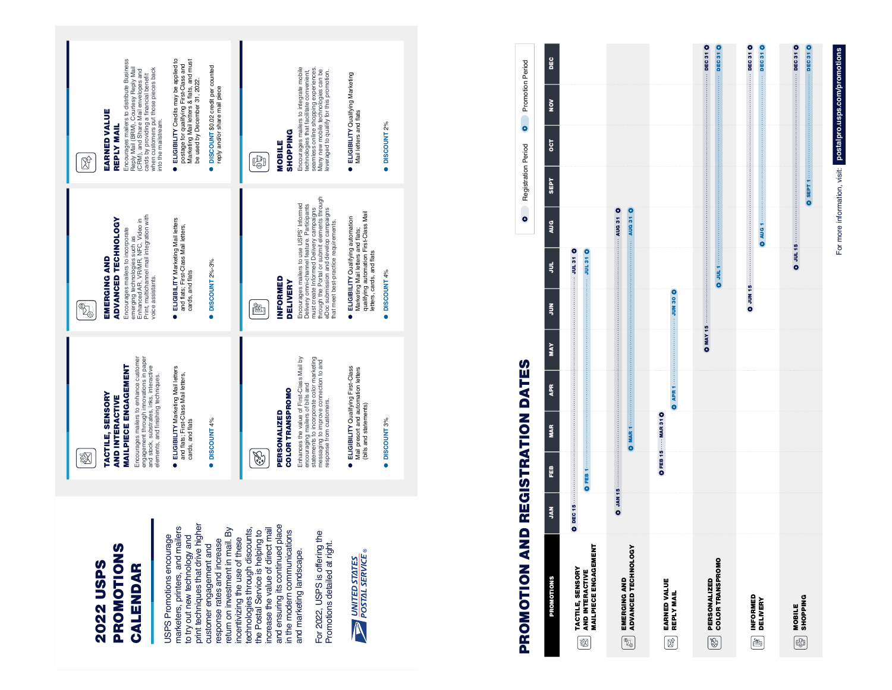# 2022 USPS PROMOTIONS CALENDAR

USPS Promotions encourage marketers, printers, and mailers to try out new technology and print techniques that drive higher customer engagement and response rates and increase return on investment in mail. By incentivizing the use of these technologies through discounts, the Postal Service is helping to increase the value of direct mail and ensuring its continued place in the modern communications and marketing landscape.

For 2022, USPS is offering the Promotions detailed at right.

UNITED STATES POSTAL SERVICE®

### TACTILE, SENSORY AND INTERACTIVE MAILPIECE ENGAGEMENT

Encourages mailers to enhance customer engagement through innovations in paper and stock, substrates, inks, interactive elements, and finishing techniques.

- **ELIGIBILITY** Marketing Mail letters and flats; First-Class Mail letters, cards, and flats
- **DISCOUNT** 4%

### EMERGING AND ADVANCED TECHNOLOGY

Encourages mailers to incorporate emerging technologies such as Enhanced AR, VR/MR, NFC, Video in Print, multichannel mail integration with voice assistants.

- **ELIGIBILITY** Marketing Mail letters and flats; First-Class Mail letters, cards and flats
- **DISCOUNT** 2%–3%

### EARNED VALUE REPLY MAIL

Encourages mailers to distribute Business Reply Mail (BRM), Courtesy Reply Mail (CRM), and Share Mail envelopes and cards by providing a financial benefit when customers put those pieces back into the mailstream.

- **ELIGIBILITY** Credits may be applied to postage for qualifying First-Class and Marketing Mail letters & flats, and must be used by December 31, 2022.
- **DISCOUNT** $0.02 credit per counted reply and/or share mail piece

### PERSONALIZED COLOR TRANSPROMO

Enhances the value of First-Class Mail by encouraging mailers of bills and statements to incorporate color marketing messaging to improve connection to and response from customers.

- **ELIGIBILITY** Qualifying First-Class Mail presort and automation letters (bills and statements)
- **DISCOUNT** 3%

### INFORMED DELIVERY

Encourages mailers to use USPS' Informed Delivery omni-channel feature. Participants must create Informed Delivery campaigns through the Portal or submit elements through eDoc submission and develop campaigns that meet best-practice requirements.

- **ELIGIBILITY** Qualifying automation Marketing Mail letters and flats; qualifying automation First-Class Mail letters, cards, and flats
- **DISCOUNT** 4%

### MOBILE SHOPPING

Encourages mailers to integrate mobile technologies that facilitate convenient, seamless online shopping experiences. Many new mobile technologies can be leveraged to qualify for this promotion.

- **ELIGIBILITY** Qualifying Marketing Mail letters and flats
- **DISCOUNT** 2%

## PROMOTION AND REGISTRATION DATES

Registration Period
Promotion Period

PROMOTIONS
JAN FEB MAR APR MAY JUN JUL AUG SEPT OCT NOV DEC

TACTILE, SENSORY AND INTERACTIVE MAILPIECE ENGAGEMENT
DEC 15 … JUL 31
FEB 1 … JUL 31

EMERGING AND ADVANCED TECHNOLOGY
JAN 15 … AUG 31
MAR 1 … AUG 31

EARNED VALUE REPLY MAIL
FEB 15 … MAR 31
APR 1 … JUN 30

PERSONALIZED COLOR TRANSPROMO
MAY 15 … DEC 31
JUL 1 … DEC 31

INFORMED DELIVERY
JUN 15 … DEC 31
AUG 1 … DEC 31

MOBILE SHOPPING
JUL 15 … DEC 31
SEPT 1 … DEC 31

For more information, visit: **postalpro.usps.com/promotions**